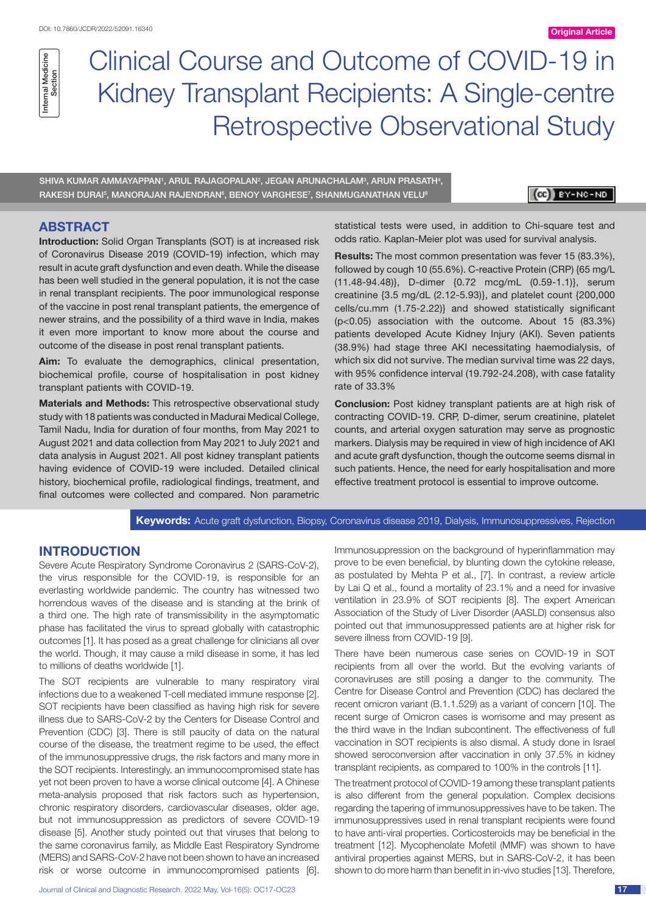DOI: 10.7860/JCDR/2022/52091.16340

Original Article

Internal Medicine Section

# Clinical Course and Outcome of COVID-19 in Kidney Transplant Recipients: A Single-centre Retrospective Observational Study

SHIVA KUMAR AMMAYAPPAN[1], ARUL RAJAGOPALAN[2], JEGAN ARUNACHALAM[3], ARUN PRASATH[4], RAKESH DURAI[5], MANORAJAN RAJENDRAN[6], BENOY VARGHESE[7], SHANMUGANATHAN VELU[8]

## ABSTRACT

**Introduction:** Solid Organ Transplants (SOT) is at increased risk of Coronavirus Disease 2019 (COVID-19) infection, which may result in acute graft dysfunction and even death. While the disease has been well studied in the general population, it is not the case in renal transplant recipients. The poor immunological response of the vaccine in post renal transplant patients, the emergence of newer strains, and the possibility of a third wave in India, makes it even more important to know more about the course and outcome of the disease in post renal transplant patients.

**Aim:** To evaluate the demographics, clinical presentation, biochemical profile, course of hospitalisation in post kidney transplant patients with COVID-19.

**Materials and Methods:** This retrospective observational study study with 18 patients was conducted in Madurai Medical College, Tamil Nadu, India for duration of four months, from May 2021 to August 2021 and data collection from May 2021 to July 2021 and data analysis in August 2021. All post kidney transplant patients having evidence of COVID-19 were included. Detailed clinical history, biochemical profile, radiological findings, treatment, and final outcomes were collected and compared. Non parametric statistical tests were used, in addition to Chi-square test and odds ratio. Kaplan-Meier plot was used for survival analysis.

**Results:** The most common presentation was fever 15 (83.3%), followed by cough 10 (55.6%). C-reactive Protein (CRP) {65 mg/L (11.48-94.48)}, D-dimer {0.72 mcg/mL (0.59-1.1)}, serum creatinine {3.5 mg/dL (2.12-5.93)}, and platelet count {200,000 cells/cu.mm (1.75-2.22)} and showed statistically significant ($p<0.05$) association with the outcome. About 15 (83.3%) patients developed Acute Kidney Injury (AKI). Seven patients (38.9%) had stage three AKI necessitating haemodialysis, of which six did not survive. The median survival time was 22 days, with 95% confidence interval (19.792-24.208), with case fatality rate of 33.3%

**Conclusion:** Post kidney transplant patients are at high risk of contracting COVID-19. CRP, D-dimer, serum creatinine, platelet counts, and arterial oxygen saturation may serve as prognostic markers. Dialysis may be required in view of high incidence of AKI and acute graft dysfunction, though the outcome seems dismal in such patients. Hence, the need for early hospitalisation and more effective treatment protocol is essential to improve outcome.

**Keywords:** Acute graft dysfunction, Biopsy, Coronavirus disease 2019, Dialysis, Immunosuppressives, Rejection

## INTRODUCTION

Severe Acute Respiratory Syndrome Coronavirus 2 (SARS-CoV-2), the virus responsible for the COVID-19, is responsible for an everlasting worldwide pandemic. The country has witnessed two horrendous waves of the disease and is standing at the brink of a third one. The high rate of transmissibility in the asymptomatic phase has facilitated the virus to spread globally with catastrophic outcomes [1]. It has posed as a great challenge for clinicians all over the world. Though, it may cause a mild disease in some, it has led to millions of deaths worldwide [1].

The SOT recipients are vulnerable to many respiratory viral infections due to a weakened T-cell mediated immune response [2]. SOT recipients have been classified as having high risk for severe illness due to SARS-CoV-2 by the Centers for Disease Control and Prevention (CDC) [3]. There is still paucity of data on the natural course of the disease, the treatment regime to be used, the effect of the immunosuppressive drugs, the risk factors and many more in the SOT recipients. Interestingly, an immunocompromised state has yet not been proven to have a worse clinical outcome [4]. A Chinese meta-analysis proposed that risk factors such as hypertension, chronic respiratory disorders, cardiovascular diseases, older age, but not immunosuppression as predictors of severe COVID-19 disease [5]. Another study pointed out that viruses that belong to the same coronavirus family, as Middle East Respiratory Syndrome (MERS) and SARS-CoV-2 have not been shown to have an increased risk or worse outcome in immunocompromised patients [6]. Immunosuppression on the background of hyperinflammation may prove to be even beneficial, by blunting down the cytokine release, as postulated by Mehta P et al., [7]. In contrast, a review article by Lai Q et al., found a mortality of 23.1% and a need for invasive ventilation in 23.9% of SOT recipients [8]. The expert American Association of the Study of Liver Disorder (AASLD) consensus also pointed out that immunosuppressed patients are at higher risk for severe illness from COVID-19 [9].

There have been numerous case series on COVID-19 in SOT recipients from all over the world. But the evolving variants of coronaviruses are still posing a danger to the community. The Centre for Disease Control and Prevention (CDC) has declared the recent omicron variant (B.1.1.529) as a variant of concern [10]. The recent surge of Omicron cases is worrisome and may present as the third wave in the Indian subcontinent. The effectiveness of full vaccination in SOT recipients is also dismal. A study done in Israel showed seroconversion after vaccination in only 37.5% in kidney transplant recipients, as compared to 100% in the controls [11].

The treatment protocol of COVID-19 among these transplant patients is also different from the general population. Complex decisions regarding the tapering of immunosuppressives have to be taken. The immunosuppressives used in renal transplant recipients were found to have anti-viral properties. Corticosteroids may be beneficial in the treatment [12]. Mycophenolate Mofetil (MMF) was shown to have antiviral properties against MERS, but in SARS-CoV-2, it has been shown to do more harm than benefit in in-vivo studies [13]. Therefore,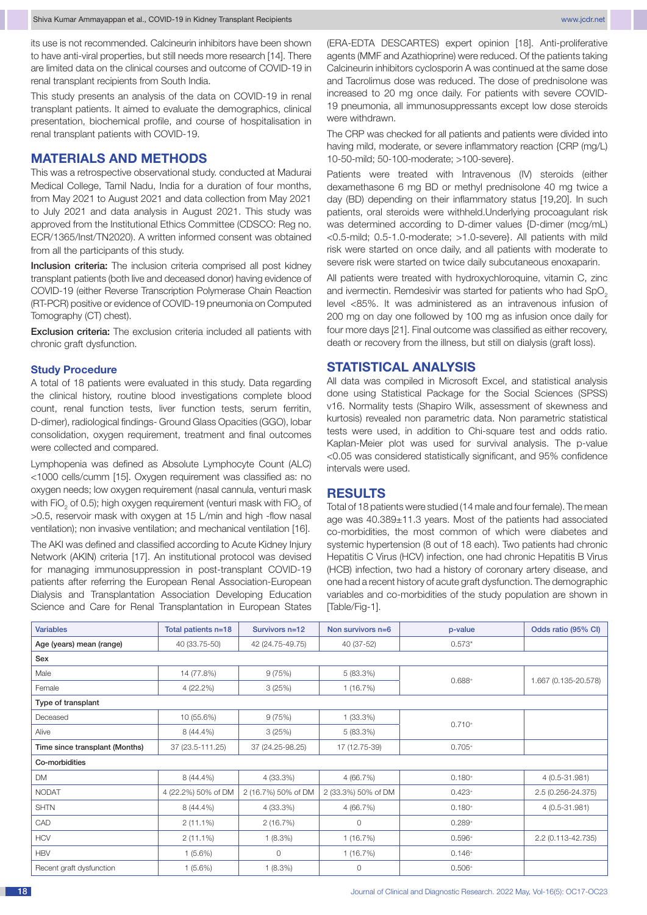its use is not recommended. Calcineurin inhibitors have been shown to have anti-viral properties, but still needs more research [14]. There are limited data on the clinical courses and outcome of COVID-19 in renal transplant recipients from South India.

This study presents an analysis of the data on COVID-19 in renal transplant patients. It aimed to evaluate the demographics, clinical presentation, biochemical profile, and course of hospitalisation in renal transplant patients with COVID-19.

## MATERIALS AND METHODS

This was a retrospective observational study. conducted at Madurai Medical College, Tamil Nadu, India for a duration of four months, from May 2021 to August 2021 and data collection from May 2021 to July 2021 and data analysis in August 2021. This study was approved from the Institutional Ethics Committee (CDSCO: Reg no. ECR/1365/Inst/TN2020). A written informed consent was obtained from all the participants of this study.

**Inclusion criteria:** The inclusion criteria comprised all post kidney transplant patients (both live and deceased donor) having evidence of COVID-19 (either Reverse Transcription Polymerase Chain Reaction (RT-PCR) positive or evidence of COVID-19 pneumonia on Computed Tomography (CT) chest).

**Exclusion criteria:** The exclusion criteria included all patients with chronic graft dysfunction.

### Study Procedure

A total of 18 patients were evaluated in this study. Data regarding the clinical history, routine blood investigations complete blood count, renal function tests, liver function tests, serum ferritin, D-dimer), radiological findings- Ground Glass Opacities (GGO), lobar consolidation, oxygen requirement, treatment and final outcomes were collected and compared.

Lymphopenia was defined as Absolute Lymphocyte Count (ALC) <1000 cells/cumm [15]. Oxygen requirement was classified as: no oxygen needs; low oxygen requirement (nasal cannula, venturi mask with $FiO_2$ of 0.5); high oxygen requirement (venturi mask with $FiO_2$ of >0.5, reservoir mask with oxygen at 15 L/min and high -flow nasal ventilation); non invasive ventilation; and mechanical ventilation [16].

The AKI was defined and classified according to Acute Kidney Injury Network (AKIN) criteria [17]. An institutional protocol was devised for managing immunosuppression in post-transplant COVID-19 patients after referring the European Renal Association-European Dialysis and Transplantation Association Developing Education Science and Care for Renal Transplantation in European States (ERA-EDTA DESCARTES) expert opinion [18]. Anti-proliferative agents (MMF and Azathioprine) were reduced. Of the patients taking Calcineurin inhibitors cyclosporin A was continued at the same dose and Tacrolimus dose was reduced. The dose of prednisolone was increased to 20 mg once daily. For patients with severe COVID-19 pneumonia, all immunosuppressants except low dose steroids were withdrawn.

The CRP was checked for all patients and patients were divided into having mild, moderate, or severe inflammatory reaction {CRP (mg/L) 10-50-mild; 50-100-moderate; >100-severe}.

Patients were treated with Intravenous (IV) steroids (either dexamethasone 6 mg BD or methyl prednisolone 40 mg twice a day (BD) depending on their inflammatory status [19,20]. In such patients, oral steroids were withheld.Underlying procoagulant risk was determined according to D-dimer values {D-dimer (mcg/mL) <0.5-mild; 0.5-1.0-moderate; >1.0-severe}. All patients with mild risk were started on once daily, and all patients with moderate to severe risk were started on twice daily subcutaneous enoxaparin.

All patients were treated with hydroxychloroquine, vitamin C, zinc and ivermectin. Remdesivir was started for patients who had $SpO_2$ level <85%. It was administered as an intravenous infusion of 200 mg on day one followed by 100 mg as infusion once daily for four more days [21]. Final outcome was classified as either recovery, death or recovery from the illness, but still on dialysis (graft loss).

## STATISTICAL ANALYSIS

All data was compiled in Microsoft Excel, and statistical analysis done using Statistical Package for the Social Sciences (SPSS) v16. Normality tests (Shapiro Wilk, assessment of skewness and kurtosis) revealed non parametric data. Non parametric statistical tests were used, in addition to Chi-square test and odds ratio. Kaplan-Meier plot was used for survival analysis. The p-value <0.05 was considered statistically significant, and 95% confidence intervals were used.

## RESULTS

Total of 18 patients were studied (14 male and four female). The mean age was 40.389±11.3 years. Most of the patients had associated co-morbidities, the most common of which were diabetes and systemic hypertension (8 out of 18 each). Two patients had chronic Hepatitis C Virus (HCV) infection, one had chronic Hepatitis B Virus (HCB) infection, two had a history of coronary artery disease, and one had a recent history of acute graft dysfunction. The demographic variables and co-morbidities of the study population are shown in [Table/Fig-1].

| Variables | Total patients n=18 | Survivors n=12 | Non survivors n=6 | p-value | Odds ratio (95% CI) |
|---|---|---|---|---|---|
| Age (years) mean (range) | 40 (33.75-50) | 42 (24.75-49.75) | 40 (37-52) | 0.573* | |
| **Sex** | | | | | |
| Male | 14 (77.8%) | 9 (75%) | 5 (83.3%) | 0.688+ | 1.667 (0.135-20.578) |
| Female | 4 (22.2%) | 3 (25%) | 1 (16.7%) | | |
| **Type of transplant** | | | | | |
| Deceased | 10 (55.6%) | 9 (75%) | 1 (33.3%) | 0.710+ | |
| Alive | 8 (44.4%) | 3 (25%) | 5 (83.3%) | | |
| **Time since transplant (Months)** | 37 (23.5-111.25) | 37 (24.25-98.25) | 17 (12.75-39) | 0.705+ | |
| **Co-morbidities** | | | | | |
| DM | 8 (44.4%) | 4 (33.3%) | 4 (66.7%) | 0.180+ | 4 (0.5-31.981) |
| NODAT | 4 (22.2%) 50% of DM | 2 (16.7%) 50% of DM | 2 (33.3%) 50% of DM | 0.423+ | 2.5 (0.256-24.375) |
| SHTN | 8 (44.4%) | 4 (33.3%) | 4 (66.7%) | 0.180+ | 4 (0.5-31.981) |
| CAD | 2 (11.1%) | 2 (16.7%) | 0 | 0.289+ | |
| HCV | 2 (11.1%) | 1 (8.3%) | 1 (16.7%) | 0.596+ | 2.2 (0.113-42.735) |
| HBV | 1 (5.6%) | 0 | 1 (16.7%) | 0.146+ | |
| Recent graft dysfunction | 1 (5.6%) | 1 (8.3%) | 0 | 0.506+ | |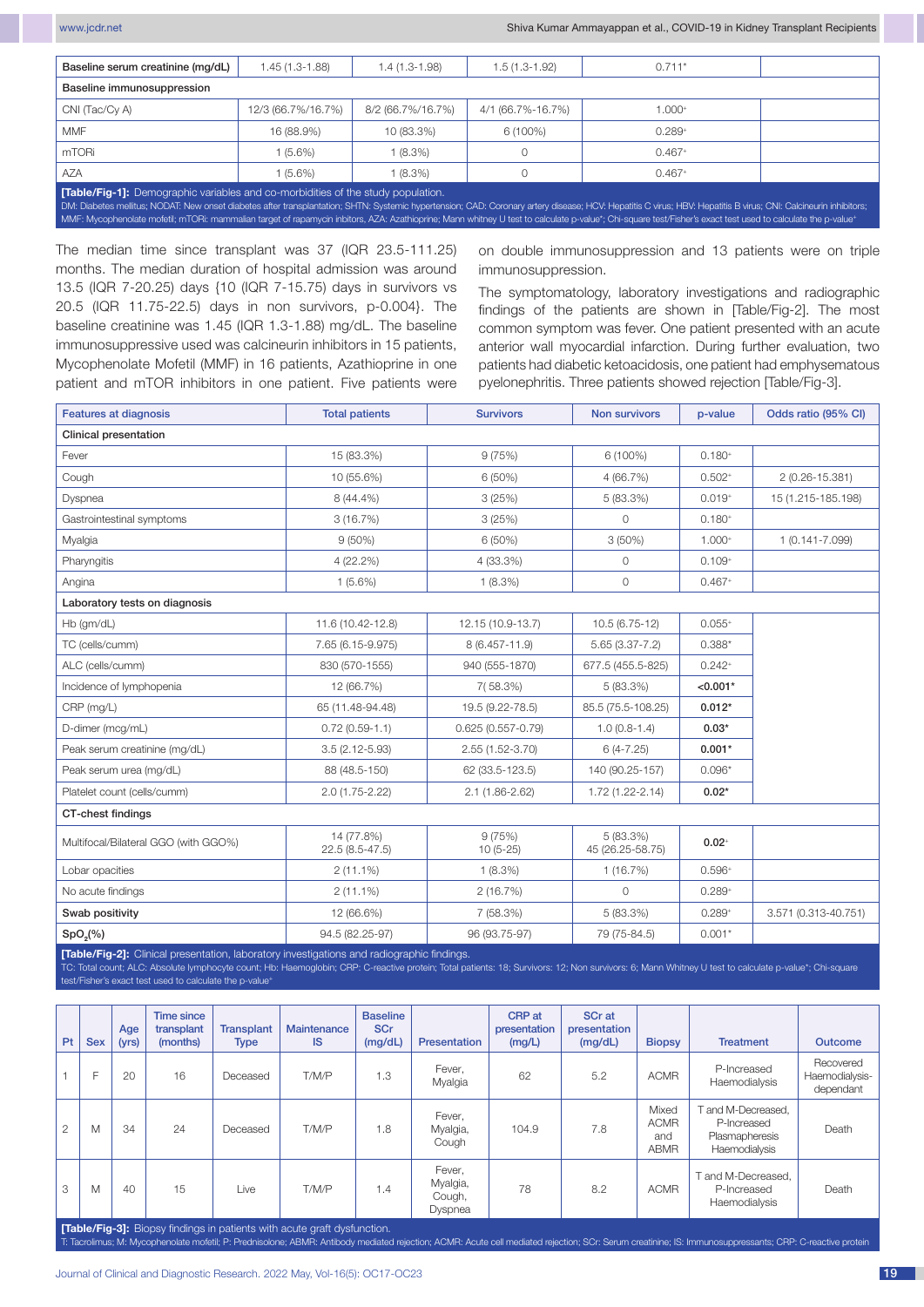| Baseline serum creatinine (mg/dL) | 1.45 (1.3-1.88) | 1.4 (1.3-1.98) | 1.5 (1.3-1.92) | 0.711* | |
|---|---|---|---|---|---|
| Baseline immunosuppression | | | | | |
| CNI (Tac/Cy A) | 12/3 (66.7%/16.7%) | 8/2 (66.7%/16.7%) | 4/1 (66.7%-16.7%) | 1.000+ | |
| MMF | 16 (88.9%) | 10 (83.3%) | 6 (100%) | 0.289+ | |
| mTORi | 1 (5.6%) | 1 (8.3%) | 0 | 0.467+ | |
| AZA | 1 (5.6%) | 1 (8.3%) | 0 | 0.467+ | |

**[Table/Fig-1]:** Demographic variables and co-morbidities of the study population.
DM: Diabetes mellitus; NODAT: New onset diabetes after transplantation; SHTN: Systemic hypertension; CAD: Coronary artery disease; HCV: Hepatitis C virus; HBV: Hepatitis B virus; CNI: Calcineurin inhibitors; MMF: Mycophenolate mofetil; mTORi: mammalian target of rapamycin inbitors, AZA: Azathioprine; Mann whitney U test to calculate p-value*; Chi-square test/Fisher's exact test used to calculate the p-value+

The median time since transplant was 37 (IQR 23.5-111.25) months. The median duration of hospital admission was around 13.5 (IQR 7-20.25) days {10 (IQR 7-15.75) days in survivors vs 20.5 (IQR 11.75-22.5) days in non survivors, p-0.004}. The baseline creatinine was 1.45 (IQR 1.3-1.88) mg/dL. The baseline immunosuppressive used was calcineurin inhibitors in 15 patients, Mycophenolate Mofetil (MMF) in 16 patients, Azathioprine in one patient and mTOR inhibitors in one patient. Five patients were on double immunosuppression and 13 patients were on triple immunosuppression.

The symptomatology, laboratory investigations and radiographic findings of the patients are shown in [Table/Fig-2]. The most common symptom was fever. One patient presented with an acute anterior wall myocardial infarction. During further evaluation, two patients had diabetic ketoacidosis, one patient had emphysematous pyelonephritis. Three patients showed rejection [Table/Fig-3].

| Features at diagnosis | Total patients | Survivors | Non survivors | p-value | Odds ratio (95% CI) |
|---|---|---|---|---|---|
| **Clinical presentation** | | | | | |
| Fever | 15 (83.3%) | 9 (75%) | 6 (100%) | 0.180+ | |
| Cough | 10 (55.6%) | 6 (50%) | 4 (66.7%) | 0.502+ | 2 (0.26-15.381) |
| Dyspnea | 8 (44.4%) | 3 (25%) | 5 (83.3%) | 0.019+ | 15 (1.215-185.198) |
| Gastrointestinal symptoms | 3 (16.7%) | 3 (25%) | 0 | 0.180+ | |
| Myalgia | 9 (50%) | 6 (50%) | 3 (50%) | 1.000+ | 1 (0.141-7.099) |
| Pharyngitis | 4 (22.2%) | 4 (33.3%) | 0 | 0.109+ | |
| Angina | 1 (5.6%) | 1 (8.3%) | 0 | 0.467+ | |
| **Laboratory tests on diagnosis** | | | | | |
| Hb (gm/dL) | 11.6 (10.42-12.8) | 12.15 (10.9-13.7) | 10.5 (6.75-12) | 0.055+ | |
| TC (cells/cumm) | 7.65 (6.15-9.975) | 8 (6.457-11.9) | 5.65 (3.37-7.2) | 0.388* | |
| ALC (cells/cumm) | 830 (570-1555) | 940 (555-1870) | 677.5 (455.5-825) | 0.242+ | |
| Incidence of lymphopenia | 12 (66.7%) | 7( 58.3%) | 5 (83.3%) | **<0.001*** | |
| CRP (mg/L) | 65 (11.48-94.48) | 19.5 (9.22-78.5) | 85.5 (75.5-108.25) | **0.012*** | |
| D-dimer (mcg/mL) | 0.72 (0.59-1.1) | 0.625 (0.557-0.79) | 1.0 (0.8-1.4) | **0.03*** | |
| Peak serum creatinine (mg/dL) | 3.5 (2.12-5.93) | 2.55 (1.52-3.70) | 6 (4-7.25) | **0.001*** | |
| Peak serum urea (mg/dL) | 88 (48.5-150) | 62 (33.5-123.5) | 140 (90.25-157) | 0.096* | |
| Platelet count (cells/cumm) | 2.0 (1.75-2.22) | 2.1 (1.86-2.62) | 1.72 (1.22-2.14) | **0.02*** | |
| **CT-chest findings** | | | | | |
| Multifocal/Bilateral GGO (with GGO%) | 14 (77.8%) 22.5 (8.5-47.5) | 9 (75%) 10 (5-25) | 5 (83.3%) 45 (26.25-58.75) | **0.02+** | |
| Lobar opacities | 2 (11.1%) | 1 (8.3%) | 1 (16.7%) | 0.596+ | |
| No acute findings | 2 (11.1%) | 2 (16.7%) | 0 | 0.289+ | |
| **Swab positivity** | 12 (66.6%) | 7 (58.3%) | 5 (83.3%) | 0.289+ | 3.571 (0.313-40.751) |
| **$SpO_2$(%)** | 94.5 (82.25-97) | 96 (93.75-97) | 79 (75-84.5) | 0.001* | |

**[Table/Fig-2]:** Clinical presentation, laboratory investigations and radiographic findings.
TC: Total count; ALC: Absolute lymphocyte count; Hb: Haemoglobin; CRP: C-reactive protein; Total patients: 18; Survivors: 12; Non survivors: 6; Mann Whitney U test to calculate p-value*; Chi-square test/Fisher's exact test used to calculate the p-value+

| Pt | Sex | Age (yrs) | Time since transplant (months) | Transplant Type | Maintenance IS | Baseline SCr (mg/dL) | Presentation | CRP at presentation (mg/L) | SCr at presentation (mg/dL) | Biopsy | Treatment | Outcome |
|---|---|---|---|---|---|---|---|---|---|---|---|---|
| 1 | F | 20 | 16 | Deceased | T/M/P | 1.3 | Fever, Myalgia | 62 | 5.2 | ACMR | P-Increased Haemodialysis | Recovered Haemodialysis-dependant |
| 2 | M | 34 | 24 | Deceased | T/M/P | 1.8 | Fever, Myalgia, Cough | 104.9 | 7.8 | Mixed ACMR and ABMR | T and M-Decreased, P-Increased Plasmapheresis Haemodialysis | Death |
| 3 | M | 40 | 15 | Live | T/M/P | 1.4 | Fever, Myalgia, Cough, Dyspnea | 78 | 8.2 | ACMR | T and M-Decreased, P-Increased Haemodialysis | Death |

**[Table/Fig-3]:** Biopsy findings in patients with acute graft dysfunction.
T: Tacrolimus; M: Mycophenolate mofetil; P: Prednisolone; ABMR: Antibody mediated rejection; ACMR: Acute cell mediated rejection; SCr: Serum creatinine; IS: Immunosuppressants; CRP: C-reactive protein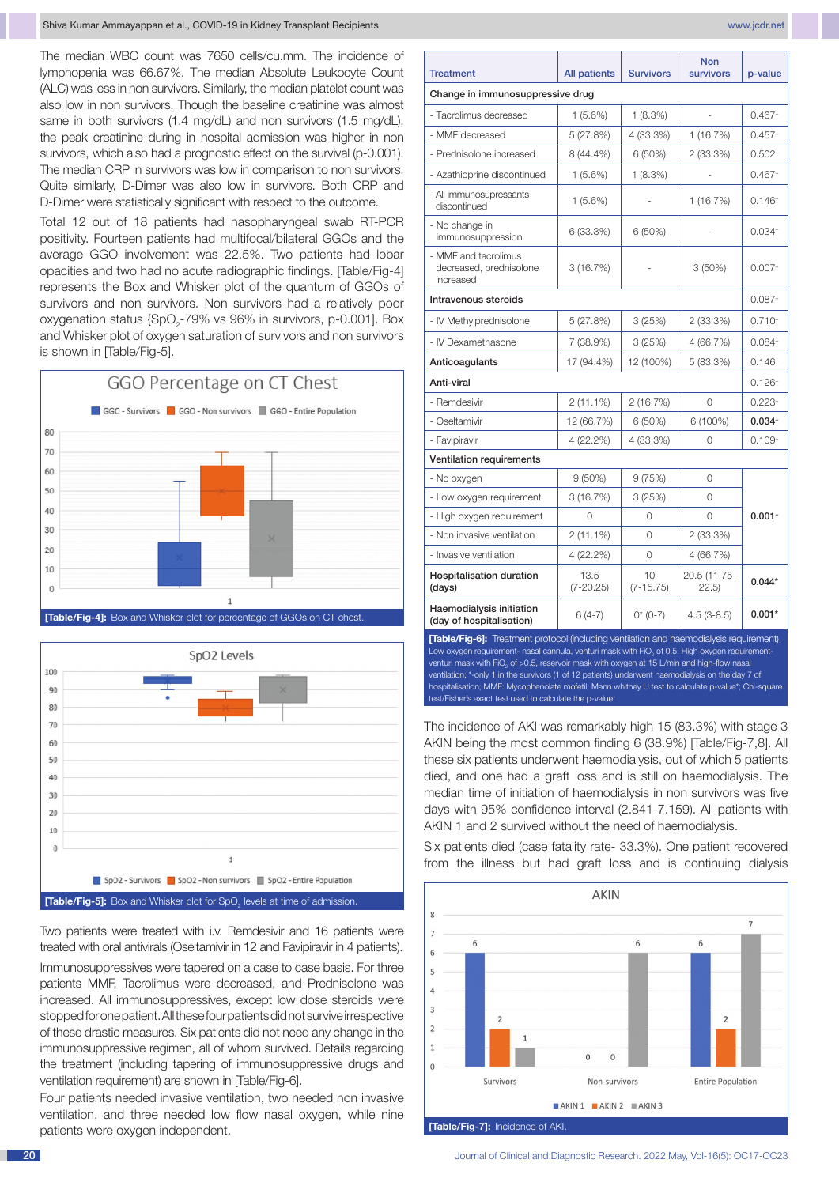The median WBC count was 7650 cells/cu.mm. The incidence of lymphopenia was 66.67%. The median Absolute Leukocyte Count (ALC) was less in non survivors. Similarly, the median platelet count was also low in non survivors. Though the baseline creatinine was almost same in both survivors (1.4 mg/dL) and non survivors (1.5 mg/dL), the peak creatinine during in hospital admission was higher in non survivors, which also had a prognostic effect on the survival (p-0.001). The median CRP in survivors was low in comparison to non survivors. Quite similarly, D-Dimer was also low in survivors. Both CRP and D-Dimer were statistically significant with respect to the outcome.

Total 12 out of 18 patients had nasopharyngeal swab RT-PCR positivity. Fourteen patients had multifocal/bilateral GGOs and the average GGO involvement was 22.5%. Two patients had lobar opacities and two had no acute radiographic findings. [Table/Fig-4] represents the Box and Whisker plot of the quantum of GGOs of survivors and non survivors. Non survivors had a relatively poor oxygenation status {$SpO_2$-79% vs 96% in survivors, p-0.001]. Box and Whisker plot of oxygen saturation of survivors and non survivors is shown in [Table/Fig-5].

**[Table/Fig-4]:** Box and Whisker plot for percentage of GGOs on CT chest.

**[Table/Fig-5]:** Box and Whisker plot for $SpO_2$ levels at time of admission.

Two patients were treated with i.v. Remdesivir and 16 patients were treated with oral antivirals (Oseltamivir in 12 and Favipiravir in 4 patients).

Immunosuppressives were tapered on a case to case basis. For three patients MMF, Tacrolimus were decreased, and Prednisolone was increased. All immunosuppressives, except low dose steroids were stopped for one patient. All these four patients did not survive irrespective of these drastic measures. Six patients did not need any change in the immunosuppressive regimen, all of whom survived. Details regarding the treatment (including tapering of immunosuppressive drugs and ventilation requirement) are shown in [Table/Fig-6].

Four patients needed invasive ventilation, two needed non invasive ventilation, and three needed low flow nasal oxygen, while nine patients were oxygen independent.

| Treatment | All patients | Survivors | Non survivors | p-value |
|---|---|---|---|---|
| **Change in immunosuppressive drug** | | | | |
| - Tacrolimus decreased | 1 (5.6%) | 1 (8.3%) | - | 0.467+ |
| - MMF decreased | 5 (27.8%) | 4 (33.3%) | 1 (16.7%) | 0.457+ |
| - Prednisolone increased | 8 (44.4%) | 6 (50%) | 2 (33.3%) | 0.502+ |
| - Azathioprine discontinued | 1 (5.6%) | 1 (8.3%) | - | 0.467+ |
| - All immunosuppressants discontinued | 1 (5.6%) | - | 1 (16.7%) | 0.146+ |
| - No change in immunosuppression | 6 (33.3%) | 6 (50%) | - | 0.034+ |
| - MMF and tacrolimus decreased, prednisolone increased | 3 (16.7%) | - | 3 (50%) | 0.007+ |
| **Intravenous steroids** | | | | 0.087+ |
| - IV Methylprednisolone | 5 (27.8%) | 3 (25%) | 2 (33.3%) | 0.710+ |
| - IV Dexamethasone | 7 (38.9%) | 3 (25%) | 4 (66.7%) | 0.084+ |
| **Anticoagulants** | 17 (94.4%) | 12 (100%) | 5 (83.3%) | 0.146+ |
| **Anti-viral** | | | | 0.126+ |
| - Remdesivir | 2 (11.1%) | 2 (16.7%) | 0 | 0.223+ |
| - Oseltamivir | 12 (66.7%) | 6 (50%) | 6 (100%) | **0.034+** |
| - Favipiravir | 4 (22.2%) | 4 (33.3%) | 0 | 0.109+ |
| **Ventilation requirements** | | | | |
| - No oxygen | 9 (50%) | 9 (75%) | 0 | **0.001+** |
| - Low oxygen requirement | 3 (16.7%) | 3 (25%) | 0 | |
| - High oxygen requirement | 0 | 0 | 0 | |
| - Non invasive ventilation | 2 (11.1%) | 0 | 2 (33.3%) | |
| - Invasive ventilation | 4 (22.2%) | 0 | 4 (66.7%) | |
| **Hospitalisation duration (days)** | 13.5 (7-20.25) | 10 (7-15.75) | 20.5 (11.75-22.5) | 0.044* |
| **Haemodialysis initiation (day of hospitalisation)** | 6 (4-7) | 0* (0-7) | 4.5 (3-8.5) | 0.001* |

**[Table/Fig-6]:** Treatment protocol (including ventilation and haemodialysis requirement). Low oxygen requirement- nasal cannula, venturi mask with $FiO_2$ of 0.5; High oxygen requirement- venturi mask with $FiO_2$ of >0.5, reservoir mask with oxygen at 15 L/min and high-flow nasal ventilation; *-only 1 in the survivors (1 of 12 patients) underwent haemodialysis on the day 7 of hospitalisation; MMF: Mycophenolate mofetil; Mann whitney U test to calculate p-value*; Chi-square test/Fisher's exact test used to calculate the p-value+

The incidence of AKI was remarkably high 15 (83.3%) with stage 3 AKIN being the most common finding 6 (38.9%) [Table/Fig-7,8]. All these six patients underwent haemodialysis, out of which 5 patients died, and one had a graft loss and is still on haemodialysis. The median time of initiation of haemodialysis in non survivors was five days with 95% confidence interval (2.841-7.159). All patients with AKIN 1 and 2 survived without the need of haemodialysis.

Six patients died (case fatality rate- 33.3%). One patient recovered from the illness but had graft loss and is continuing dialysis

**[Table/Fig-7]:** Incidence of AKI.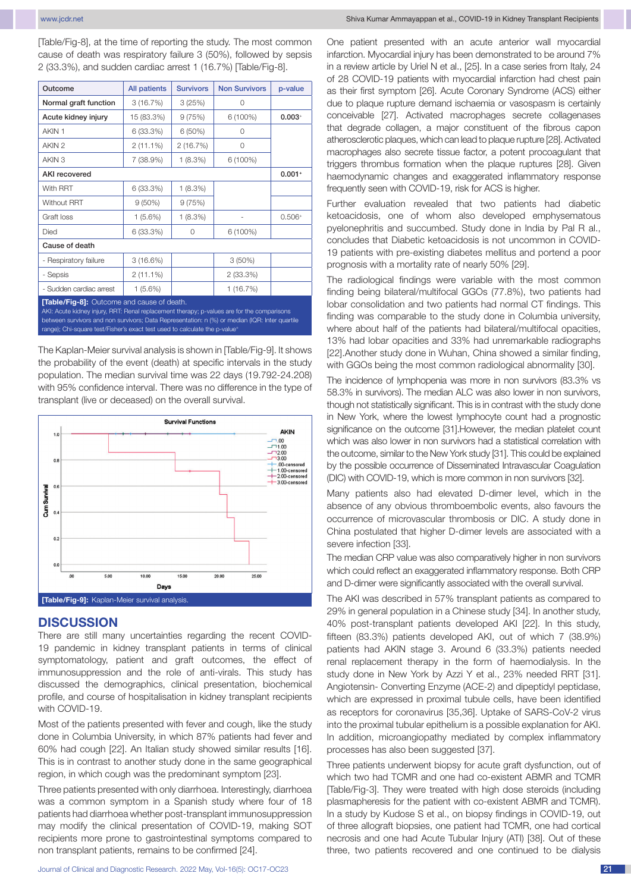[Table/Fig-8], at the time of reporting the study. The most common cause of death was respiratory failure 3 (50%), followed by sepsis 2 (33.3%), and sudden cardiac arrest 1 (16.7%) [Table/Fig-8].

| Outcome | All patients | Survivors | Non Survivors | p-value |
|---|---|---|---|---|
| **Normal graft function** | 3 (16.7%) | 3 (25%) | 0 | |
| **Acute kidney injury** | 15 (83.3%) | 9 (75%) | 6 (100%) | **0.003**⁺ |
| AKIN 1 | 6 (33.3%) | 6 (50%) | 0 | |
| AKIN 2 | 2 (11.1%) | 2 (16.7%) | 0 | |
| AKIN 3 | 7 (38.9%) | 1 (8.3%) | 6 (100%) | |
| **AKI recovered** | | | | **0.001**⁺ |
| With RRT | 6 (33.3%) | 1 (8.3%) | | |
| Without RRT | 9 (50%) | 9 (75%) | | |
| Graft loss | 1 (5.6%) | 1 (8.3%) | - | 0.506⁺ |
| Died | 6 (33.3%) | 0 | 6 (100%) | |
| **Cause of death** | | | | |
| - Respiratory failure | 3 (16.6%) | | 3 (50%) | |
| - Sepsis | 2 (11.1%) | | 2 (33.3%) | |
| - Sudden cardiac arrest | 1 (5.6%) | | 1 (16.7%) | |

**[Table/Fig-8]:** Outcome and cause of death.
AKI: Acute kidney injury, RRT: Renal replacement therapy; p-values are for the comparisons between survivors and non survivors; Data Representation: n (%) or median (IQR: Inter quartile range); Chi-square test/Fisher's exact test used to calculate the p-value⁺

The Kaplan-Meier survival analysis is shown in [Table/Fig-9]. It shows the probability of the event (death) at specific intervals in the study population. The median survival time was 22 days (19.792-24.208) with 95% confidence interval. There was no difference in the type of transplant (live or deceased) on the overall survival.

**[Table/Fig-9]:** Kaplan-Meier survival analysis.

## DISCUSSION

There are still many uncertainties regarding the recent COVID-19 pandemic in kidney transplant patients in terms of clinical symptomatology, patient and graft outcomes, the effect of immunosuppression and the role of anti-virals. This study has discussed the demographics, clinical presentation, biochemical profile, and course of hospitalisation in kidney transplant recipients with COVID-19.

Most of the patients presented with fever and cough, like the study done in Columbia University, in which 87% patients had fever and 60% had cough [22]. An Italian study showed similar results [16]. This is in contrast to another study done in the same geographical region, in which cough was the predominant symptom [23].

Three patients presented with only diarrhoea. Interestingly, diarrhoea was a common symptom in a Spanish study where four of 18 patients had diarrhoea whether post-transplant immunosuppression may modify the clinical presentation of COVID-19, making SOT recipients more prone to gastrointestinal symptoms compared to non transplant patients, remains to be confirmed [24].

One patient presented with an acute anterior wall myocardial infarction. Myocardial injury has been demonstrated to be around 7% in a review article by Uriel N et al., [25]. In a case series from Italy, 24 of 28 COVID-19 patients with myocardial infarction had chest pain as their first symptom [26]. Acute Coronary Syndrome (ACS) either due to plaque rupture demand ischaemia or vasospasm is certainly conceivable [27]. Activated macrophages secrete collagenases that degrade collagen, a major constituent of the fibrous capon atherosclerotic plaques, which can lead to plaque rupture [28]. Activated macrophages also secrete tissue factor, a potent procoagulant that triggers thrombus formation when the plaque ruptures [28]. Given haemodynamic changes and exaggerated inflammatory response frequently seen with COVID-19, risk for ACS is higher.

Further evaluation revealed that two patients had diabetic ketoacidosis, one of whom also developed emphysematous pyelonephritis and succumbed. Study done in India by Pal R al., concludes that Diabetic ketoacidosis is not uncommon in COVID-19 patients with pre-existing diabetes mellitus and portend a poor prognosis with a mortality rate of nearly 50% [29].

The radiological findings were variable with the most common finding being bilateral/multifocal GGOs (77.8%), two patients had lobar consolidation and two patients had normal CT findings. This finding was comparable to the study done in Columbia university, where about half of the patients had bilateral/multifocal opacities, 13% had lobar opacities and 33% had unremarkable radiographs [22].Another study done in Wuhan, China showed a similar finding, with GGOs being the most common radiological abnormality [30].

The incidence of lymphopenia was more in non survivors (83.3% vs 58.3% in survivors). The median ALC was also lower in non survivors, though not statistically significant. This is in contrast with the study done in New York, where the lowest lymphocyte count had a prognostic significance on the outcome [31].However, the median platelet count which was also lower in non survivors had a statistical correlation with the outcome, similar to the New York study [31]. This could be explained by the possible occurrence of Disseminated Intravascular Coagulation (DIC) with COVID-19, which is more common in non survivors [32].

Many patients also had elevated D-dimer level, which in the absence of any obvious thromboembolic events, also favours the occurrence of microvascular thrombosis or DIC. A study done in China postulated that higher D-dimer levels are associated with a severe infection [33].

The median CRP value was also comparatively higher in non survivors which could reflect an exaggerated inflammatory response. Both CRP and D-dimer were significantly associated with the overall survival.

The AKI was described in 57% transplant patients as compared to 29% in general population in a Chinese study [34]. In another study, 40% post-transplant patients developed AKI [22]. In this study, fifteen (83.3%) patients developed AKI, out of which 7 (38.9%) patients had AKIN stage 3. Around 6 (33.3%) patients needed renal replacement therapy in the form of haemodialysis. In the study done in New York by Azzi Y et al., 23% needed RRT [31]. Angiotensin- Converting Enzyme (ACE-2) and dipeptidyl peptidase, which are expressed in proximal tubule cells, have been identified as receptors for coronavirus [35,36]. Uptake of SARS-CoV-2 virus into the proximal tubular epithelium is a possible explanation for AKI. In addition, microangiopathy mediated by complex inflammatory processes has also been suggested [37].

Three patients underwent biopsy for acute graft dysfunction, out of which two had TCMR and one had co-existent ABMR and TCMR [Table/Fig-3]. They were treated with high dose steroids (including plasmapheresis for the patient with co-existent ABMR and TCMR). In a study by Kudose S et al., on biopsy findings in COVID-19, out of three allograft biopsies, one patient had TCMR, one had cortical necrosis and one had Acute Tubular Injury (ATI) [38]. Out of these three, two patients recovered and one continued to be dialysis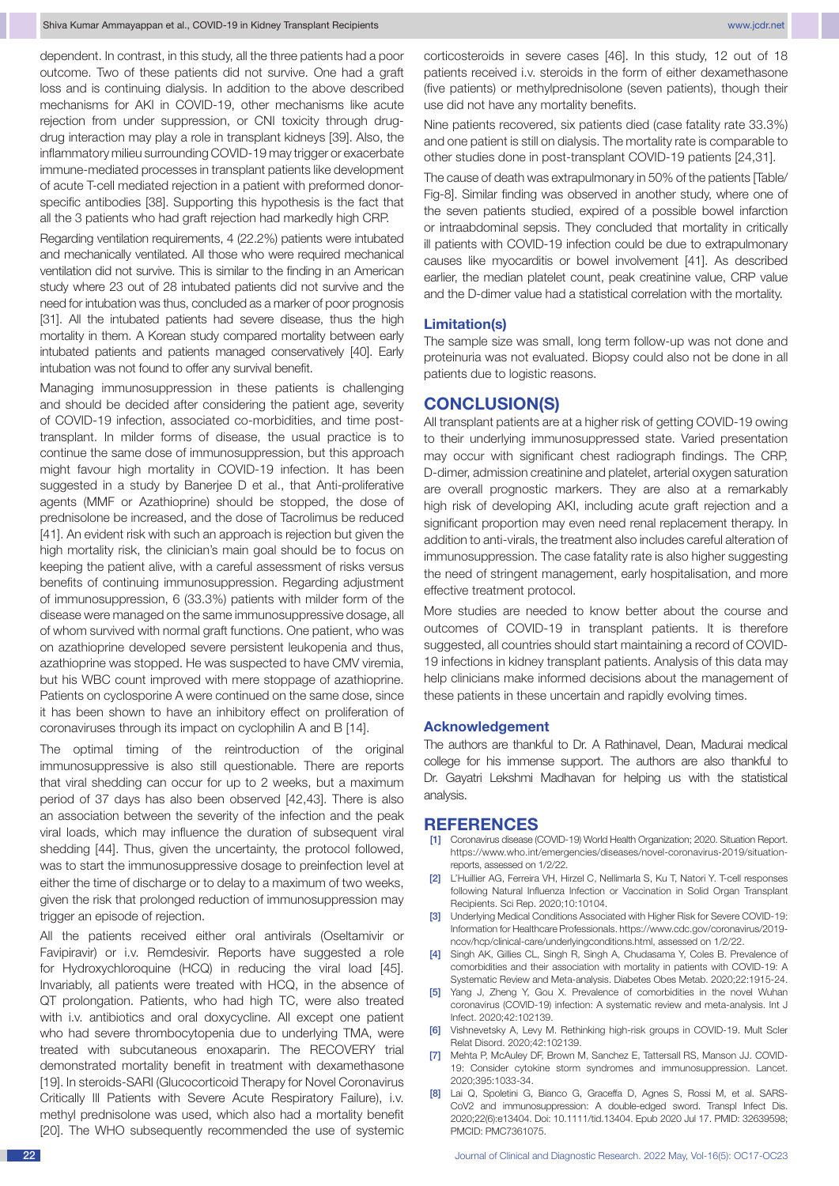dependent. In contrast, in this study, all the three patients had a poor outcome. Two of these patients did not survive. One had a graft loss and is continuing dialysis. In addition to the above described mechanisms for AKI in COVID-19, other mechanisms like acute rejection from under suppression, or CNI toxicity through drug-drug interaction may play a role in transplant kidneys [39]. Also, the inflammatory milieu surrounding COVID-19 may trigger or exacerbate immune-mediated processes in transplant patients like development of acute T-cell mediated rejection in a patient with preformed donor-specific antibodies [38]. Supporting this hypothesis is the fact that all the 3 patients who had graft rejection had markedly high CRP.

Regarding ventilation requirements, 4 (22.2%) patients were intubated and mechanically ventilated. All those who were required mechanical ventilation did not survive. This is similar to the finding in an American study where 23 out of 28 intubated patients did not survive and the need for intubation was thus, concluded as a marker of poor prognosis [31]. All the intubated patients had severe disease, thus the high mortality in them. A Korean study compared mortality between early intubated patients and patients managed conservatively [40]. Early intubation was not found to offer any survival benefit.

Managing immunosuppression in these patients is challenging and should be decided after considering the patient age, severity of COVID-19 infection, associated co-morbidities, and time post-transplant. In milder forms of disease, the usual practice is to continue the same dose of immunosuppression, but this approach might favour high mortality in COVID-19 infection. It has been suggested in a study by Banerjee D et al., that Anti-proliferative agents (MMF or Azathioprine) should be stopped, the dose of prednisolone be increased, and the dose of Tacrolimus be reduced [41]. An evident risk with such an approach is rejection but given the high mortality risk, the clinician's main goal should be to focus on keeping the patient alive, with a careful assessment of risks versus benefits of continuing immunosuppression. Regarding adjustment of immunosuppression, 6 (33.3%) patients with milder form of the disease were managed on the same immunosuppressive dosage, all of whom survived with normal graft functions. One patient, who was on azathioprine developed severe persistent leukopenia and thus, azathioprine was stopped. He was suspected to have CMV viremia, but his WBC count improved with mere stoppage of azathioprine. Patients on cyclosporine A were continued on the same dose, since it has been shown to have an inhibitory effect on proliferation of coronaviruses through its impact on cyclophilin A and B [14].

The optimal timing of the reintroduction of the original immunosuppressive is also still questionable. There are reports that viral shedding can occur for up to 2 weeks, but a maximum period of 37 days has also been observed [42,43]. There is also an association between the severity of the infection and the peak viral loads, which may influence the duration of subsequent viral shedding [44]. Thus, given the uncertainty, the protocol followed, was to start the immunosuppressive dosage to preinfection level at either the time of discharge or to delay to a maximum of two weeks, given the risk that prolonged reduction of immunosuppression may trigger an episode of rejection.

All the patients received either oral antivirals (Oseltamivir or Favipiravir) or i.v. Remdesivir. Reports have suggested a role for Hydroxychloroquine (HCQ) in reducing the viral load [45]. Invariably, all patients were treated with HCQ, in the absence of QT prolongation. Patients, who had high TC, were also treated with i.v. antibiotics and oral doxycycline. All except one patient who had severe thrombocytopenia due to underlying TMA, were treated with subcutaneous enoxaparin. The RECOVERY trial demonstrated mortality benefit in treatment with dexamethasone [19]. In steroids-SARI (Glucocorticoid Therapy for Novel Coronavirus Critically Ill Patients with Severe Acute Respiratory Failure), i.v. methyl prednisolone was used, which also had a mortality benefit [20]. The WHO subsequently recommended the use of systemic corticosteroids in severe cases [46]. In this study, 12 out of 18 patients received i.v. steroids in the form of either dexamethasone (five patients) or methylprednisolone (seven patients), though their use did not have any mortality benefits.

Nine patients recovered, six patients died (case fatality rate 33.3%) and one patient is still on dialysis. The mortality rate is comparable to other studies done in post-transplant COVID-19 patients [24,31].

The cause of death was extrapulmonary in 50% of the patients [Table/Fig-8]. Similar finding was observed in another study, where one of the seven patients studied, expired of a possible bowel infarction or intraabdominal sepsis. They concluded that mortality in critically ill patients with COVID-19 infection could be due to extrapulmonary causes like myocarditis or bowel involvement [41]. As described earlier, the median platelet count, peak creatinine value, CRP value and the D-dimer value had a statistical correlation with the mortality.

### Limitation(s)

The sample size was small, long term follow-up was not done and proteinuria was not evaluated. Biopsy could also not be done in all patients due to logistic reasons.

## CONCLUSION(S)

All transplant patients are at a higher risk of getting COVID-19 owing to their underlying immunosuppressed state. Varied presentation may occur with significant chest radiograph findings. The CRP, D-dimer, admission creatinine and platelet, arterial oxygen saturation are overall prognostic markers. They are also at a remarkably high risk of developing AKI, including acute graft rejection and a significant proportion may even need renal replacement therapy. In addition to anti-virals, the treatment also includes careful alteration of immunosuppression. The case fatality rate is also higher suggesting the need of stringent management, early hospitalisation, and more effective treatment protocol.

More studies are needed to know better about the course and outcomes of COVID-19 in transplant patients. It is therefore suggested, all countries should start maintaining a record of COVID-19 infections in kidney transplant patients. Analysis of this data may help clinicians make informed decisions about the management of these patients in these uncertain and rapidly evolving times.

### Acknowledgement

The authors are thankful to Dr. A Rathinavel, Dean, Madurai medical college for his immense support. The authors are also thankful to Dr. Gayatri Lekshmi Madhavan for helping us with the statistical analysis.

## REFERENCES

[1] Coronavirus disease (COVID-19) World Health Organization; 2020. Situation Report. https://www.who.int/emergencies/diseases/novel-coronavirus-2019/situation-reports, assessed on 1/2/22.

[2] L'Huillier AG, Ferreira VH, Hirzel C, Nellimarla S, Ku T, Natori Y. T-cell responses following Natural Influenza Infection or Vaccination in Solid Organ Transplant Recipients. Sci Rep. 2020;10:10104.

[3] Underlying Medical Conditions Associated with Higher Risk for Severe COVID-19: Information for Healthcare Professionals. https://www.cdc.gov/coronavirus/2019-ncov/hcp/clinical-care/underlyingconditions.html, assessed on 1/2/22.

[4] Singh AK, Gillies CL, Singh R, Singh A, Chudasama Y, Coles B. Prevalence of comorbidities and their association with mortality in patients with COVID-19: A Systematic Review and Meta-analysis. Diabetes Obes Metab. 2020;22:1915-24.

[5] Yang J, Zheng Y, Gou X. Prevalence of comorbidities in the novel Wuhan coronavirus (COVID-19) infection: A systematic review and meta-analysis. Int J Infect. 2020;42:102139.

[6] Vishnevetsky A, Levy M. Rethinking high-risk groups in COVID-19. Mult Scler Relat Disord. 2020;42:102139.

[7] Mehta P, McAuley DF, Brown M, Sanchez E, Tattersall RS, Manson JJ. COVID-19: Consider cytokine storm syndromes and immunosuppression. Lancet. 2020;395:1033-34.

[8] Lai Q, Spoletini G, Bianco G, Graceffa D, Agnes S, Rossi M, et al. SARS-CoV2 and immunosuppression: A double-edged sword. Transpl Infect Dis. 2020;22(6):e13404. Doi: 10.1111/tid.13404. Epub 2020 Jul 17. PMID: 32639598; PMCID: PMC7361075.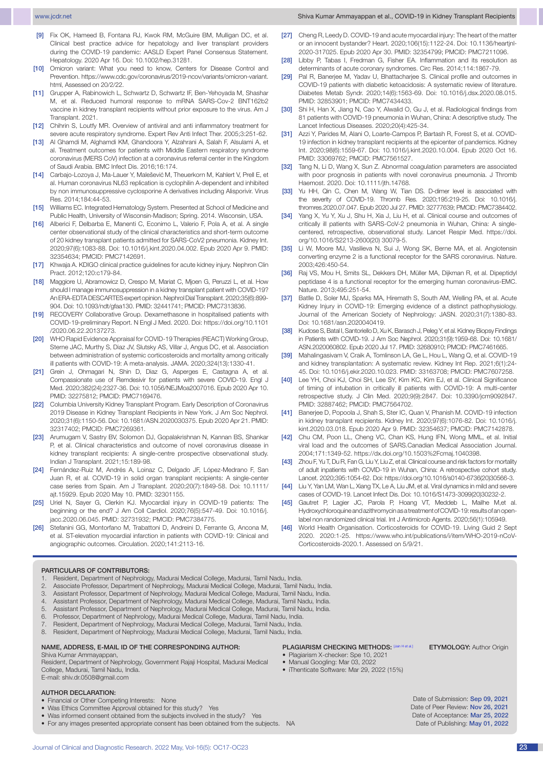[9] Fix OK, Hameed B, Fontana RJ, Kwok RM, McGuire BM, Mulligan DC, et al. Clinical best practice advice for hepatology and liver transplant providers during the COVID-19 pandemic: AASLD Expert Panel Consensus Statement. Hepatology. 2020 Apr 16. Doi: 10.1002/hep.31281.

[10] Omicron variant: What you need to know, Centers for Disease Control and Prevention. https://www.cdc.gov/coronavirus/2019-ncov/variants/omicron-variant.html, Assessed on 20/2/22.

[11] Grupper A, Rabinowich L, Schwartz D, Schwartz IF, Ben-Yehoyada M, Shashar M, et al. Reduced humoral response to mRNA SARS-Cov-2 BNT162b2 vaccine in kidney transplant recipients without prior exposure to the virus. Am J Transplant. 2021.

[12] Chihrin S, Loutfy MR. Overview of antiviral and anti inflammatory treatment for severe acute respiratory syndrome. Expert Rev Anti Infect Ther. 2005;3:251-62.

[13] Al Ghamdi M, Alghamdi KM, Ghandoora Y, Alzahrani A, Salah F, Alsulami A, et al. Treatment outcomes for patients with Middle Eastern respiratory syndrome coronavirus (MERS CoV) infection at a coronavirus referral center in the Kingdom of Saudi Arabia. BMC Infect Dis. 2016;16:174.

[14] Carbajo-Lozoya J, Ma-Lauer Y, Malešević M, Theuerkorn M, Kahlert V, Prell E, et al. Human coronavirus NL63 replication is cyclophilin A-dependent and inhibited by non immunosuppressive cyclosporine A derivatives including Alisporivir. Virus Res. 2014;184:44-53.

[15] Williams EC. Integrated Hematology System. Presented at School of Medicine and Public Health, University of Wisconsin-Madison; Spring. 2014. Wisconsin, USA.

[16] Alberici F, Delbarba E, Manenti C, Econimo L, Valerio F, Pola A, et al. A single center observational study of the clinical characteristics and short-term outcome of 20 kidney transplant patients admitted for SARS-CoV2 pneumonia. Kidney Int. 2020;97(6):1083-88. Doi: 10.1016/j.kint.2020.04.002. Epub 2020 Apr 9. PMID: 32354634; PMCID: PMC7142691.

[17] Khwaja A. KDIGO clinical practice guidelines for acute kidney injury. Nephron Clin Pract. 2012;120:c179-84.

[18] Maggiore U, Abramowicz D, Crespo M, Mariat C, Mjoen G, Peruzzi L, et al. How should I manage immunosuppression in a kidney transplant patient with COVID-19? An ERA-EDTA DESCARTES expert opinion. Nephrol Dial Transplant. 2020;35(6):899-904. Doi: 10.1093/ndt/gfaa130. PMID: 32441741; PMCID: PMC7313836.

[19] RECOVERY Collaborative Group. Dexamethasone in hospitalised patients with COVID-19-preliminary Report. N Engl J Med. 2020. Doi: https://doi.org/10.1101/2020.06.22.20137273.

[20] WHO Rapid Evidence Appraisal for COVID-19 Therapies (REACT) Working Group, Sterne JAC, Murthy S, Diaz JV, Slutsky AS, Villar J, Angus DC, et al. Association between administration of systemic corticosteroids and mortality among critically ill patients with COVID-19: A meta-analysis. JAMA. 2020;324(13):1330-41.

[21] Grein J, Ohmagari N, Shin D, Diaz G, Asperges E, Castagna A, et al. Compassionate use of Remdesivir for patients with severe COVID-19. Engl J Med. 2020;382(24):2327-36. Doi: 10.1056/NEJMoa2007016. Epub 2020 Apr 10. PMID: 32275812; PMCID: PMC7169476.

[22] Columbia University Kidney Transplant Program. Early Description of Coronavirus 2019 Disease in Kidney Transplant Recipients in New York. J Am Soc Nephrol. 2020;31(6):1150-56. Doi: 10.1681/ASN.2020030375. Epub 2020 Apr 21. PMID: 32317402; PMCID: PMC7269361.

[23] Arumugam V, Sastry BV, Solomon DJ, Gopalakrishnan N, Kannan BS, Shankar P, et al. Clinical characteristics and outcome of novel coronavirus disease in kidney transplant recipients: A single-centre prospective observational study. Indian J Transplant. 2021;15:189-98.

[24] Fernández-Ruiz M, Andrés A, Loinaz C, Delgado JF, López-Medrano F, San Juan R, et al. COVID-19 in solid organ transplant recipients: A single-center case series from Spain. Am J Transplant. 2020;20(7):1849-58. Doi: 10.1111/ajt.15929. Epub 2020 May 10. PMID: 32301155.

[25] Uriel N, Sayer G, Clerkin KJ. Myocardial injury in COVID-19 patients: The beginning or the end? J Am Coll Cardiol. 2020;76(5):547-49. Doi: 10.1016/j.jacc.2020.06.045. PMID: 32731932; PMCID: PMC7384775.

[26] Stefanini GG, Montorfano M, Trabattoni D, Andreini D, Ferrante G, Ancona M, et al. ST-elevation myocardial infarction in patients with COVID-19: Clinical and angiographic outcomes. Circulation. 2020;141:2113-16.

[27] Cheng R, Leedy D. COVID-19 and acute myocardial injury: The heart of the matter or an innocent bystander? Heart. 2020;106(15):1122-24. Doi: 10.1136/heartjnl-2020-317025. Epub 2020 Apr 30. PMID: 32354799; PMCID: PMC7211096.

[28] Libby P, Tabas I, Fredman G, Fisher EA. Inflammation and its resolution as determinants of acute coronary syndromes. Circ Res. 2014;114:1867-79.

[29] Pal R, Banerjee M, Yadav U, Bhattacharjee S. Clinical profile and outcomes in COVID-19 patients with diabetic ketoacidosis: A systematic review of literature. Diabetes Metab Syndr. 2020;14(6):1563-69. Doi: 10.1016/j.dsx.2020.08.015. PMID: 32853901; PMCID: PMC7434433.

[30] Shi H, Han X, Jiang N, Cao Y, Alwalid O, Gu J, et al. Radiological findings from 81 patients with COVID-19 pneumonia in Wuhan, China: A descriptive study. The Lancet Infectious Diseases. 2020;20(4):425-34.

[31] Azzi Y, Parides M, Alani O, Loarte-Campos P, Bartash R, Forest S, et al. COVID-19 infection in kidney transplant recipients at the epicenter of pandemics. Kidney Int. 2020;98(6):1559-67. Doi: 10.1016/j.kint.2020.10.004. Epub 2020 Oct 16. PMID: 33069762; PMCID: PMC7561527.

[32] Tang N, Li D, Wang X, Sun Z. Abnormal coagulation parameters are associated with poor prognosis in patients with novel coronavirus pneumonia. J Thromb Haemost. 2020. Doi: 10.1111/jth.14768.

[33] Yu HH, Qin C, Chen M, Wang W, Tian DS. D-dimer level is associated with the severity of COVID-19. Thromb Res. 2020;195:219-25. Doi: 10.1016/j.thromres.2020.07.047. Epub 2020 Jul 27. PMID: 32777639; PMCID: PMC7384402.

[34] Yang X, Yu Y, Xu J, Shu H, Xia J, Liu H, et al. Clinical course and outcomes of critically ill patients with SARS-CoV-2 pneumonia in Wuhan, China: A single-centered, retrospective, observational study. Lancet Respir Med. https://doi.org/10.1016/S2213-2600(20) 30079-5.

[35] Li W, Moore MJ, Vasilieva N, Sui J, Wong SK, Berne MA, et al. Angiotensin converting enzyme 2 is a functional receptor for the SARS coronavirus. Nature. 2003;426:450-54.

[36] Raj VS, Mou H, Smits SL, Dekkers DH, Müller MA, Dijkman R, et al. Dipeptidyl peptidase 4 is a functional receptor for the emerging human coronavirus-EMC. Nature. 2013;495:251-54.

[37] Batlle D, Soler MJ, Sparks MA, Hiremath S, South AM, Welling PA, et al. Acute Kidney Injury in COVID-19: Emerging evidence of a distinct pathophysiology. Journal of the American Society of Nephrology: JASN. 2020;31(7):1380-83. Doi: 10.1681/asn.2020040419.

[38] Kudose S, Batal I, Santoriello D, Xu K, Barasch J, Peleg Y, et al. Kidney Biopsy Findings in Patients with COVID-19. J Am Soc Nephrol. 2020;31(9):1959-68. Doi: 10.1681/ASN.2020060802. Epub 2020 Jul 17. PMID: 32680910; PMCID: PMC7461665.

[39] Mahalingasivam V, Craik A, Tomlinson LA, Ge L, Hou L, Wang Q, et al. COVID-19 and kidney transplantation: A systematic review. Kidney Int Rep. 2021;6(1):24-45. Doi: 10.1016/j.ekir.2020.10.023. PMID: 33163708; PMCID: PMC7607258.

[40] Lee YH, Choi KJ, Choi SH, Lee SY, Kim KC, Kim EJ, et al. Clinical Significance of timing of intubation in critically ill patients with COVID-19: A multi-center retrospective study. J Clin Med. 2020;9(9):2847. Doi: 10.3390/jcm9092847. PMID: 32887462; PMCID: PMC7564702.

[41] Banerjee D, Popoola J, Shah S, Ster IC, Quan V, Phanish M. COVID-19 infection in kidney transplant recipients. Kidney Int. 2020;97(6):1076-82. Doi: 10.1016/j.kint.2020.03.018. Epub 2020 Apr 9. PMID: 32354637; PMCID: PMC7142878.

[42] Chu CM, Poon LL, Cheng VC, Chan KS, Hung IFN, Wong MML, et al. Initial viral load and the outcomes of SARS.Canadian Medical Association Journal. 2004;171:1349-52. https://dx.doi.org/10.1503%2Fcmaj.1040398.

[43] Zhou F, Yu T, Du R, Fan G, Liu Y, Liu Z, et al. Clinical course and risk factors for mortality of adult inpatients with COVID-19 in Wuhan, China: A retrospective cohort study. Lancet. 2020;395:1054-62. Doi: https://doi.org/10.1016/s0140-6736(20)30566-3.

[44] Liu Y, Yan LM, Wan L, Xiang TX, Le A, Liu JM, et al. Viral dynamics in mild and severe cases of COVID-19. Lancet Infect Dis. Doi: 10.1016/S1473-3099(20)30232-2.

[45] Gautret P, Lagier JC, Parola P, Hoang VT, Meddeb L, Mailhe M,et al. Hydroxychloroquine and azithromycin as a treatment of COVID-19: results of an open-label non randomized clinical trial. Int J Antimicrob Agents. 2020;56(1):105949.

[46] World Health Organisation. Corticosteroids for COVID-19. Living Guid 2 Sept 2020. 2020:1-25. https://www.who.int/publications/i/item/WHO-2019-nCoV-Corticosteroids-2020.1. Assessed on 5/9/21.

**PARTICULARS OF CONTRIBUTORS:**

1. Resident, Department of Nephrology, Madurai Medical College, Madurai, Tamil Nadu, India.
2. Associate Professor, Department of Nephrology, Madurai Medical College, Madurai, Tamil Nadu, India.
3. Assistant Professor, Department of Nephrology, Madurai Medical College, Madurai, Tamil Nadu, India.
4. Assistant Professor, Department of Nephrology, Madurai Medical College, Madurai, Tamil Nadu, India.
5. Assistant Professor, Department of Nephrology, Madurai Medical College, Madurai, Tamil Nadu, India.
6. Professor, Department of Nephrology, Madurai Medical College, Madurai, Tamil Nadu, India.
7. Resident, Department of Nephrology, Madurai Medical College, Madurai, Tamil Nadu, India.
8. Resident, Department of Nephrology, Madurai Medical College, Madurai, Tamil Nadu, India.

**NAME, ADDRESS, E-MAIL ID OF THE CORRESPONDING AUTHOR:**

Shiva Kumar Ammayappan,
Resident, Department of Nephrology, Government Rajaji Hospital, Madurai Medical College, Madurai, Tamil Nadu, India.
E-mail: shiv.dr.0508@gmail.com

**PLAGIARISM CHECKING METHODS:** [Jain H et al.]

- Plagiarism X-checker: Spe 10, 2021
- Manual Googling: Mar 03, 2022
- iThenticate Software: Mar 29, 2022 (15%)

**ETYMOLOGY:** Author Origin

**AUTHOR DECLARATION:**

- Financial or Other Competing Interests: None
- Was Ethics Committee Approval obtained for this study? Yes
- Was informed consent obtained from the subjects involved in the study? Yes
- For any images presented appropriate consent has been obtained from the subjects. NA

Date of Submission: Sep 09, 2021
Date of Peer Review: Nov 26, 2021
Date of Acceptance: Mar 25, 2022
Date of Publishing: May 01, 2022